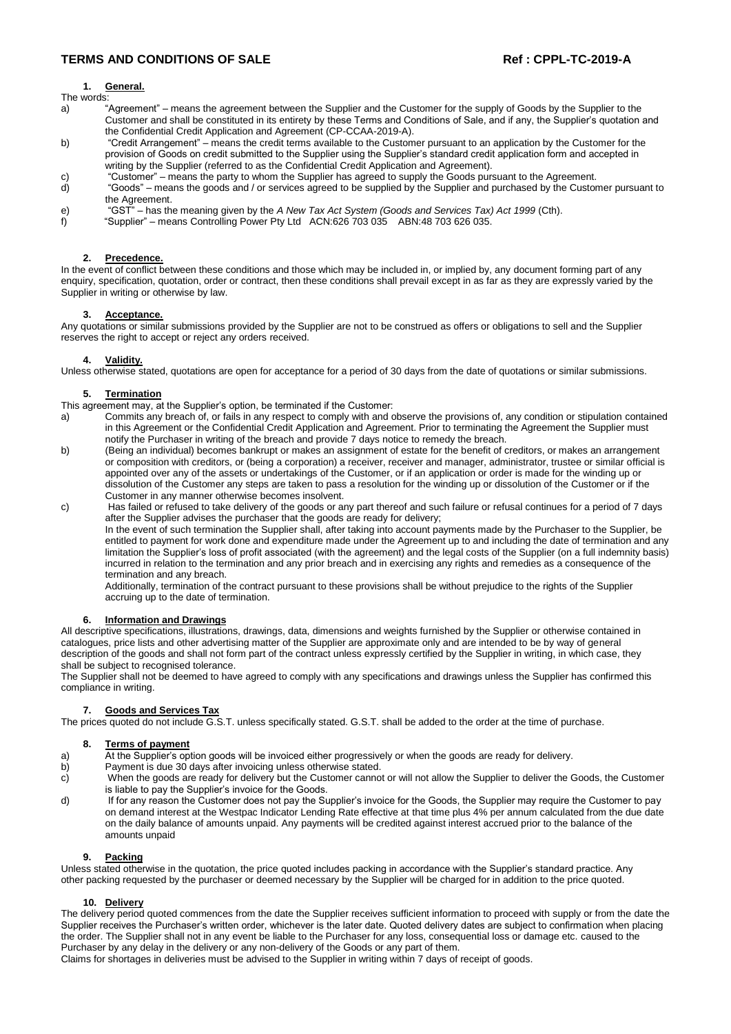# TERMS AND CONDITIONS OF SALE

**Ref : CPPL-TC-2019-A**

## 1. General.

The words:

a) "Agreement" – means the agreement between the Supplier and the Customer for the supply of Goods by the Supplier to the Customer and shall be constituted in its entirety by these Terms and Conditions of Sale, and if any, the Supplier's quotation and the Confidential Credit Application and Agreement (CP-CCAA-2019-A).

b) "Credit Arrangement" – means the credit terms available to the Customer pursuant to an application by the Customer for the provision of Goods on credit submitted to the Supplier using the Supplier's standard credit application form and accepted in writing by the Supplier (referred to as the Confidential Credit Application and Agreement).

c) "Customer" – means the party to whom the Supplier has agreed to supply the Goods pursuant to the Agreement.

d) "Goods" – means the goods and / or services agreed to be supplied by the Supplier and purchased by the Customer pursuant to the Agreement.

e) "GST" – has the meaning given by the *A New Tax Act System (Goods and Services Tax) Act 1999* (Cth).

f) "Supplier" – means Controlling Power Pty Ltd ACN:626 703 035 ABN:48 703 626 035.

## 2. Precedence.

In the event of conflict between these conditions and those which may be included in, or implied by, any document forming part of any enquiry, specification, quotation, order or contract, then these conditions shall prevail except in as far as they are expressly varied by the Supplier in writing or otherwise by law.

## 3. Acceptance.

Any quotations or similar submissions provided by the Supplier are not to be construed as offers or obligations to sell and the Supplier reserves the right to accept or reject any orders received.

## 4. Validity.

Unless otherwise stated, quotations are open for acceptance for a period of 30 days from the date of quotations or similar submissions.

## 5. Termination

This agreement may, at the Supplier's option, be terminated if the Customer:

a) Commits any breach of, or fails in any respect to comply with and observe the provisions of, any condition or stipulation contained in this Agreement or the Confidential Credit Application and Agreement. Prior to terminating the Agreement the Supplier must notify the Purchaser in writing of the breach and provide 7 days notice to remedy the breach.

b) (Being an individual) becomes bankrupt or makes an assignment of estate for the benefit of creditors, or makes an arrangement or composition with creditors, or (being a corporation) a receiver, receiver and manager, administrator, trustee or similar official is appointed over any of the assets or undertakings of the Customer, or if an application or order is made for the winding up or dissolution of the Customer any steps are taken to pass a resolution for the winding up or dissolution of the Customer or if the Customer in any manner otherwise becomes insolvent.

c) Has failed or refused to take delivery of the goods or any part thereof and such failure or refusal continues for a period of 7 days after the Supplier advises the purchaser that the goods are ready for delivery;

In the event of such termination the Supplier shall, after taking into account payments made by the Purchaser to the Supplier, be entitled to payment for work done and expenditure made under the Agreement up to and including the date of termination and any limitation the Supplier's loss of profit associated (with the agreement) and the legal costs of the Supplier (on a full indemnity basis) incurred in relation to the termination and any prior breach and in exercising any rights and remedies as a consequence of the termination and any breach.

Additionally, termination of the contract pursuant to these provisions shall be without prejudice to the rights of the Supplier accruing up to the date of termination.

## 6. Information and Drawings

All descriptive specifications, illustrations, drawings, data, dimensions and weights furnished by the Supplier or otherwise contained in catalogues, price lists and other advertising matter of the Supplier are approximate only and are intended to be by way of general description of the goods and shall not form part of the contract unless expressly certified by the Supplier in writing, in which case, they shall be subject to recognised tolerance.

The Supplier shall not be deemed to have agreed to comply with any specifications and drawings unless the Supplier has confirmed this compliance in writing.

## 7. Goods and Services Tax

The prices quoted do not include G.S.T. unless specifically stated. G.S.T. shall be added to the order at the time of purchase.

## 8. Terms of payment

a) At the Supplier's option goods will be invoiced either progressively or when the goods are ready for delivery.

b) Payment is due 30 days after invoicing unless otherwise stated.

c) When the goods are ready for delivery but the Customer cannot or will not allow the Supplier to deliver the Goods, the Customer is liable to pay the Supplier's invoice for the Goods.

d) If for any reason the Customer does not pay the Supplier's invoice for the Goods, the Supplier may require the Customer to pay on demand interest at the Westpac Indicator Lending Rate effective at that time plus 4% per annum calculated from the due date on the daily balance of amounts unpaid. Any payments will be credited against interest accrued prior to the balance of the amounts unpaid

## 9. Packing

Unless stated otherwise in the quotation, the price quoted includes packing in accordance with the Supplier's standard practice. Any other packing requested by the purchaser or deemed necessary by the Supplier will be charged for in addition to the price quoted.

## 10. Delivery

The delivery period quoted commences from the date the Supplier receives sufficient information to proceed with supply or from the date the Supplier receives the Purchaser's written order, whichever is the later date. Quoted delivery dates are subject to confirmation when placing the order. The Supplier shall not in any event be liable to the Purchaser for any loss, consequential loss or damage etc. caused to the Purchaser by any delay in the delivery or any non-delivery of the Goods or any part of them.

Claims for shortages in deliveries must be advised to the Supplier in writing within 7 days of receipt of goods.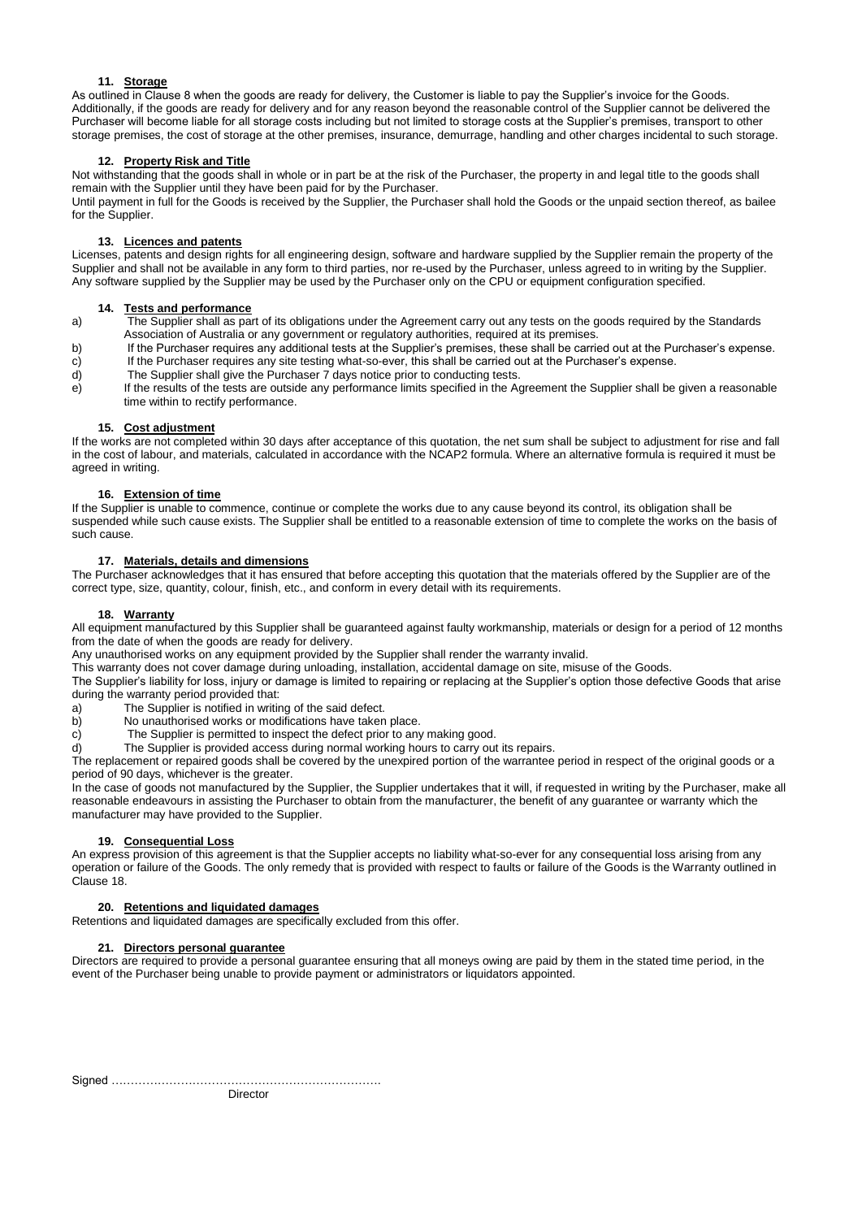### 11. Storage

As outlined in Clause 8 when the goods are ready for delivery, the Customer is liable to pay the Supplier's invoice for the Goods. Additionally, if the goods are ready for delivery and for any reason beyond the reasonable control of the Supplier cannot be delivered the Purchaser will become liable for all storage costs including but not limited to storage costs at the Supplier's premises, transport to other storage premises, the cost of storage at the other premises, insurance, demurrage, handling and other charges incidental to such storage.

### 12. Property Risk and Title

Not withstanding that the goods shall in whole or in part be at the risk of the Purchaser, the property in and legal title to the goods shall remain with the Supplier until they have been paid for by the Purchaser.

Until payment in full for the Goods is received by the Supplier, the Purchaser shall hold the Goods or the unpaid section thereof, as bailee for the Supplier.

### 13. Licences and patents

Licenses, patents and design rights for all engineering design, software and hardware supplied by the Supplier remain the property of the Supplier and shall not be available in any form to third parties, nor re-used by the Purchaser, unless agreed to in writing by the Supplier. Any software supplied by the Supplier may be used by the Purchaser only on the CPU or equipment configuration specified.

### 14. Tests and performance

a) The Supplier shall as part of its obligations under the Agreement carry out any tests on the goods required by the Standards Association of Australia or any government or regulatory authorities, required at its premises.

b) If the Purchaser requires any additional tests at the Supplier's premises, these shall be carried out at the Purchaser's expense.

c) If the Purchaser requires any site testing what-so-ever, this shall be carried out at the Purchaser's expense.

d) The Supplier shall give the Purchaser 7 days notice prior to conducting tests.

e) If the results of the tests are outside any performance limits specified in the Agreement the Supplier shall be given a reasonable time within to rectify performance.

### 15. Cost adjustment

If the works are not completed within 30 days after acceptance of this quotation, the net sum shall be subject to adjustment for rise and fall in the cost of labour, and materials, calculated in accordance with the NCAP2 formula. Where an alternative formula is required it must be agreed in writing.

### 16. Extension of time

If the Supplier is unable to commence, continue or complete the works due to any cause beyond its control, its obligation shall be suspended while such cause exists. The Supplier shall be entitled to a reasonable extension of time to complete the works on the basis of such cause.

### 17. Materials, details and dimensions

The Purchaser acknowledges that it has ensured that before accepting this quotation that the materials offered by the Supplier are of the correct type, size, quantity, colour, finish, etc., and conform in every detail with its requirements.

### 18. Warranty

All equipment manufactured by this Supplier shall be guaranteed against faulty workmanship, materials or design for a period of 12 months from the date of when the goods are ready for delivery.

Any unauthorised works on any equipment provided by the Supplier shall render the warranty invalid.

This warranty does not cover damage during unloading, installation, accidental damage on site, misuse of the Goods.

The Supplier's liability for loss, injury or damage is limited to repairing or replacing at the Supplier's option those defective Goods that arise during the warranty period provided that:

a) The Supplier is notified in writing of the said defect.

b) No unauthorised works or modifications have taken place.

c) The Supplier is permitted to inspect the defect prior to any making good.

d) The Supplier is provided access during normal working hours to carry out its repairs.

The replacement or repaired goods shall be covered by the unexpired portion of the warrantee period in respect of the original goods or a period of 90 days, whichever is the greater.

In the case of goods not manufactured by the Supplier, the Supplier undertakes that it will, if requested in writing by the Purchaser, make all reasonable endeavours in assisting the Purchaser to obtain from the manufacturer, the benefit of any guarantee or warranty which the manufacturer may have provided to the Supplier.

### 19. Consequential Loss

An express provision of this agreement is that the Supplier accepts no liability what-so-ever for any consequential loss arising from any operation or failure of the Goods. The only remedy that is provided with respect to faults or failure of the Goods is the Warranty outlined in Clause 18.

### 20. Retentions and liquidated damages

Retentions and liquidated damages are specifically excluded from this offer.

### 21. Directors personal guarantee

Directors are required to provide a personal guarantee ensuring that all moneys owing are paid by them in the stated time period, in the event of the Purchaser being unable to provide payment or administrators or liquidators appointed.

Signed ……………………………………………………………

Director